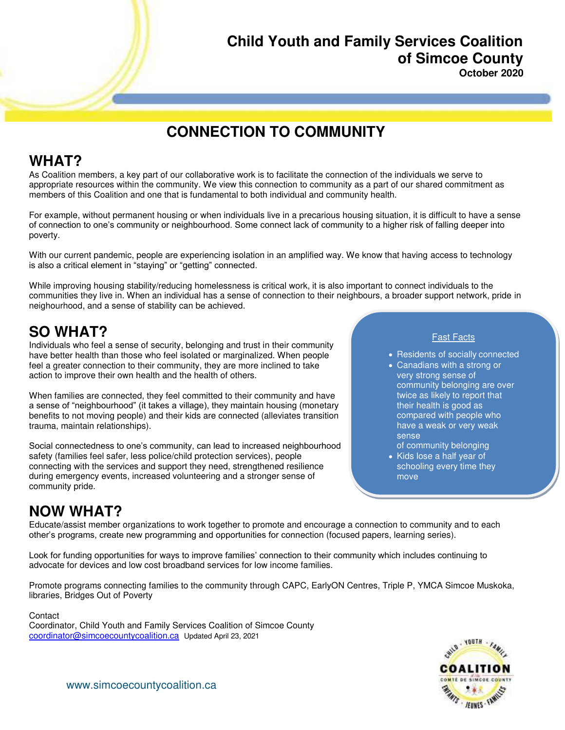# Child Youth and Family Services Coalition of Simcoe County

**October 2020**

## CONNECTION TO COMMUNITY

## WHAT?

As Coalition members, a key part of our collaborative work is to facilitate the connection of the individuals we serve to appropriate resources within the community. We view this connection to community as a part of our shared commitment as members of this Coalition and one that is fundamental to both individual and community health.

For example, without permanent housing or when individuals live in a precarious housing situation, it is difficult to have a sense of connection to one's community or neighbourhood. Some connect lack of community to a higher risk of falling deeper into poverty.

With our current pandemic, people are experiencing isolation in an amplified way. We know that having access to technology is also a critical element in "staying" or "getting" connected.

While improving housing stability/reducing homelessness is critical work, it is also important to connect individuals to the communities they live in. When an individual has a sense of connection to their neighbours, a broader support network, pride in neighourhood, and a sense of stability can be achieved.

## SO WHAT?

Individuals who feel a sense of security, belonging and trust in their community have better health than those who feel isolated or marginalized. When people feel a greater connection to their community, they are more inclined to take action to improve their own health and the health of others.

When families are connected, they feel committed to their community and have a sense of "neighbourhood" (it takes a village), they maintain housing (monetary benefits to not moving people) and their kids are connected (alleviates transition trauma, maintain relationships).

Social connectedness to one's community, can lead to increased neighbourhood safety (families feel safer, less police/child protection services), people connecting with the services and support they need, strengthened resilience during emergency events, increased volunteering and a stronger sense of community pride.

**Fast Facts**

- Residents of socially connected
- Canadians with a strong or very strong sense of community belonging are over twice as likely to report that their health is good as compared with people who have a weak or very weak sense of community belonging
- Kids lose a half year of schooling every time they move

## NOW WHAT?

Educate/assist member organizations to work together to promote and encourage a connection to community and to each other's programs, create new programming and opportunities for connection (focused papers, learning series).

Look for funding opportunities for ways to improve families' connection to their community which includes continuing to advocate for devices and low cost broadband services for low income families.

Promote programs connecting families to the community through CAPC, EarlyON Centres, Triple P, YMCA Simcoe Muskoka, libraries, Bridges Out of Poverty

Contact
Coordinator, Child Youth and Family Services Coalition of Simcoe County
coordinator@simcoecountycoalition.ca Updated April 23, 2021

www.simcoecountycoalition.ca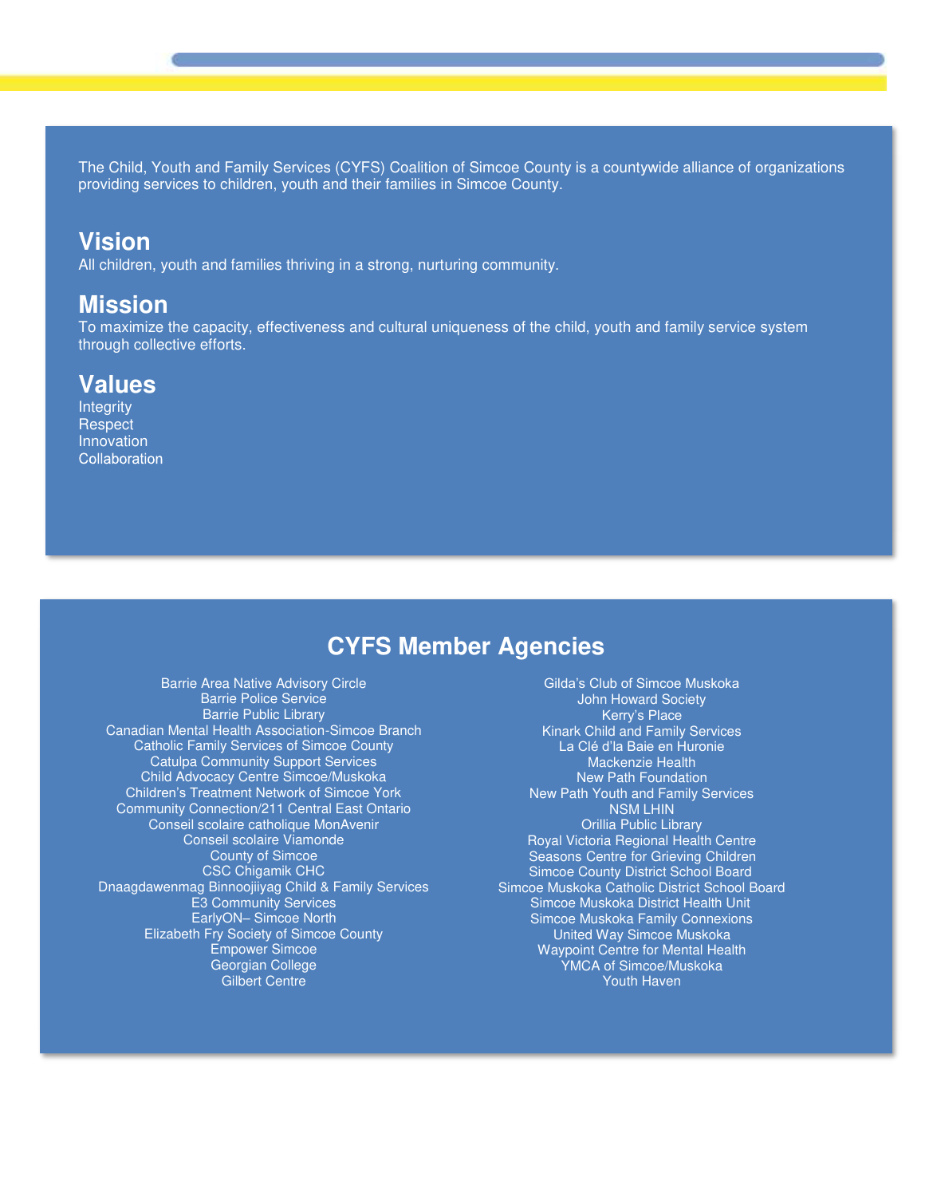The Child, Youth and Family Services (CYFS) Coalition of Simcoe County is a countywide alliance of organizations providing services to children, youth and their families in Simcoe County.

## Vision

All children, youth and families thriving in a strong, nurturing community.

## Mission

To maximize the capacity, effectiveness and cultural uniqueness of the child, youth and family service system through collective efforts.

## Values

Integrity
Respect
Innovation
Collaboration

## CYFS Member Agencies

Barrie Area Native Advisory Circle
Barrie Police Service
Barrie Public Library
Canadian Mental Health Association-Simcoe Branch
Catholic Family Services of Simcoe County
Catulpa Community Support Services
Child Advocacy Centre Simcoe/Muskoka
Children's Treatment Network of Simcoe York
Community Connection/211 Central East Ontario
Conseil scolaire catholique MonAvenir
Conseil scolaire Viamonde
County of Simcoe
CSC Chigamik CHC
Dnaagdawenmag Binnoojiiyag Child & Family Services
E3 Community Services
EarlyON– Simcoe North
Elizabeth Fry Society of Simcoe County
Empower Simcoe
Georgian College
Gilbert Centre
Gilda's Club of Simcoe Muskoka
John Howard Society
Kerry's Place
Kinark Child and Family Services
La Clé d'la Baie en Huronie
Mackenzie Health
New Path Foundation
New Path Youth and Family Services
NSM LHIN
Orillia Public Library
Royal Victoria Regional Health Centre
Seasons Centre for Grieving Children
Simcoe County District School Board
Simcoe Muskoka Catholic District School Board
Simcoe Muskoka District Health Unit
Simcoe Muskoka Family Connexions
United Way Simcoe Muskoka
Waypoint Centre for Mental Health
YMCA of Simcoe/Muskoka
Youth Haven